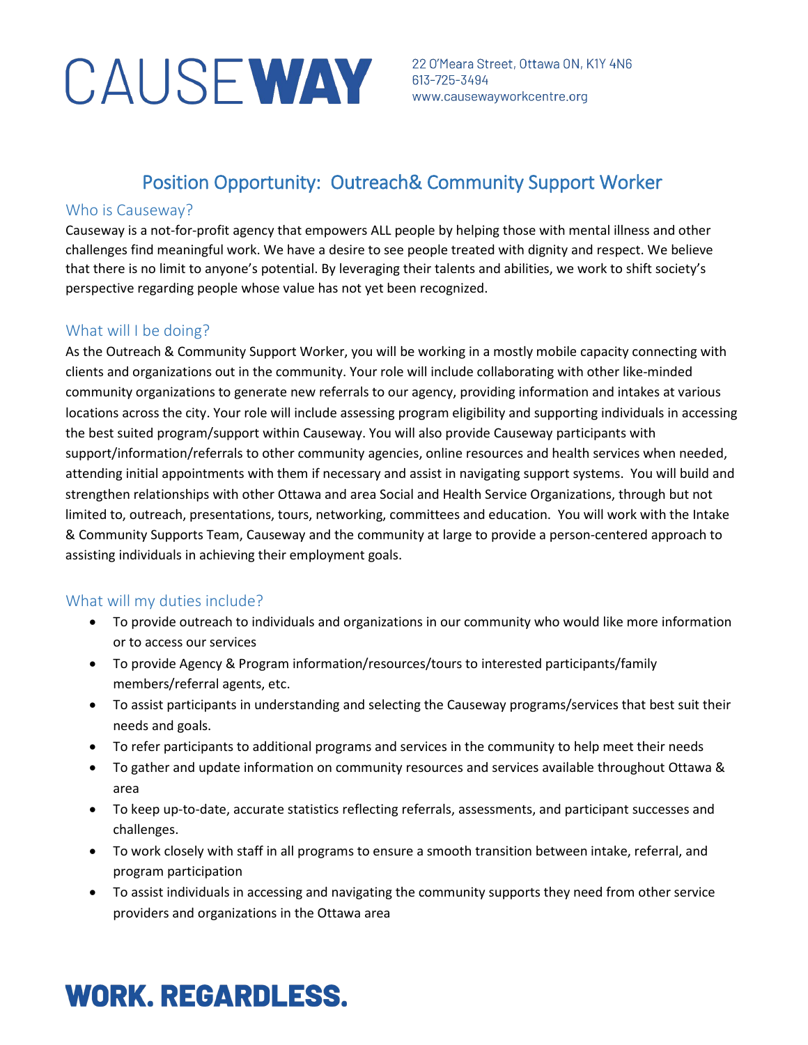# CAUSEWAY

22 O'Meara Street, Ottawa ON, K1Y 4N6
613-725-3494
www.causewayworkcentre.org

## Position Opportunity: Outreach& Community Support Worker

### Who is Causeway?

Causeway is a not-for-profit agency that empowers ALL people by helping those with mental illness and other challenges find meaningful work. We have a desire to see people treated with dignity and respect. We believe that there is no limit to anyone's potential. By leveraging their talents and abilities, we work to shift society's perspective regarding people whose value has not yet been recognized.

### What will I be doing?

As the Outreach & Community Support Worker, you will be working in a mostly mobile capacity connecting with clients and organizations out in the community. Your role will include collaborating with other like-minded community organizations to generate new referrals to our agency, providing information and intakes at various locations across the city. Your role will include assessing program eligibility and supporting individuals in accessing the best suited program/support within Causeway. You will also provide Causeway participants with support/information/referrals to other community agencies, online resources and health services when needed, attending initial appointments with them if necessary and assist in navigating support systems. You will build and strengthen relationships with other Ottawa and area Social and Health Service Organizations, through but not limited to, outreach, presentations, tours, networking, committees and education. You will work with the Intake & Community Supports Team, Causeway and the community at large to provide a person-centered approach to assisting individuals in achieving their employment goals.

### What will my duties include?

- To provide outreach to individuals and organizations in our community who would like more information or to access our services
- To provide Agency & Program information/resources/tours to interested participants/family members/referral agents, etc.
- To assist participants in understanding and selecting the Causeway programs/services that best suit their needs and goals.
- To refer participants to additional programs and services in the community to help meet their needs
- To gather and update information on community resources and services available throughout Ottawa & area
- To keep up-to-date, accurate statistics reflecting referrals, assessments, and participant successes and challenges.
- To work closely with staff in all programs to ensure a smooth transition between intake, referral, and program participation
- To assist individuals in accessing and navigating the community supports they need from other service providers and organizations in the Ottawa area

**WORK. REGARDLESS.**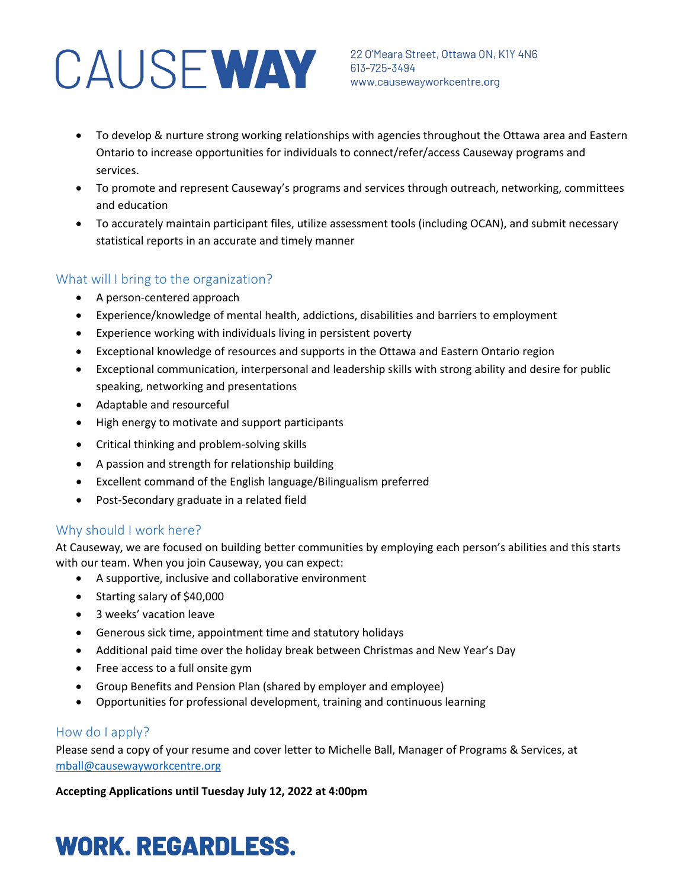- To develop & nurture strong working relationships with agencies throughout the Ottawa area and Eastern Ontario to increase opportunities for individuals to connect/refer/access Causeway programs and services.
- To promote and represent Causeway's programs and services through outreach, networking, committees and education
- To accurately maintain participant files, utilize assessment tools (including OCAN), and submit necessary statistical reports in an accurate and timely manner

## What will I bring to the organization?

- A person-centered approach
- Experience/knowledge of mental health, addictions, disabilities and barriers to employment
- Experience working with individuals living in persistent poverty
- Exceptional knowledge of resources and supports in the Ottawa and Eastern Ontario region
- Exceptional communication, interpersonal and leadership skills with strong ability and desire for public speaking, networking and presentations
- Adaptable and resourceful
- High energy to motivate and support participants
- Critical thinking and problem-solving skills
- A passion and strength for relationship building
- Excellent command of the English language/Bilingualism preferred
- Post-Secondary graduate in a related field

## Why should I work here?

At Causeway, we are focused on building better communities by employing each person's abilities and this starts with our team. When you join Causeway, you can expect:

- A supportive, inclusive and collaborative environment
- Starting salary of $40,000
- 3 weeks' vacation leave
- Generous sick time, appointment time and statutory holidays
- Additional paid time over the holiday break between Christmas and New Year's Day
- Free access to a full onsite gym
- Group Benefits and Pension Plan (shared by employer and employee)
- Opportunities for professional development, training and continuous learning

## How do I apply?

Please send a copy of your resume and cover letter to Michelle Ball, Manager of Programs & Services, at mball@causewayworkcentre.org

**Accepting Applications until Tuesday July 12, 2022 at 4:00pm**

**WORK. REGARDLESS.**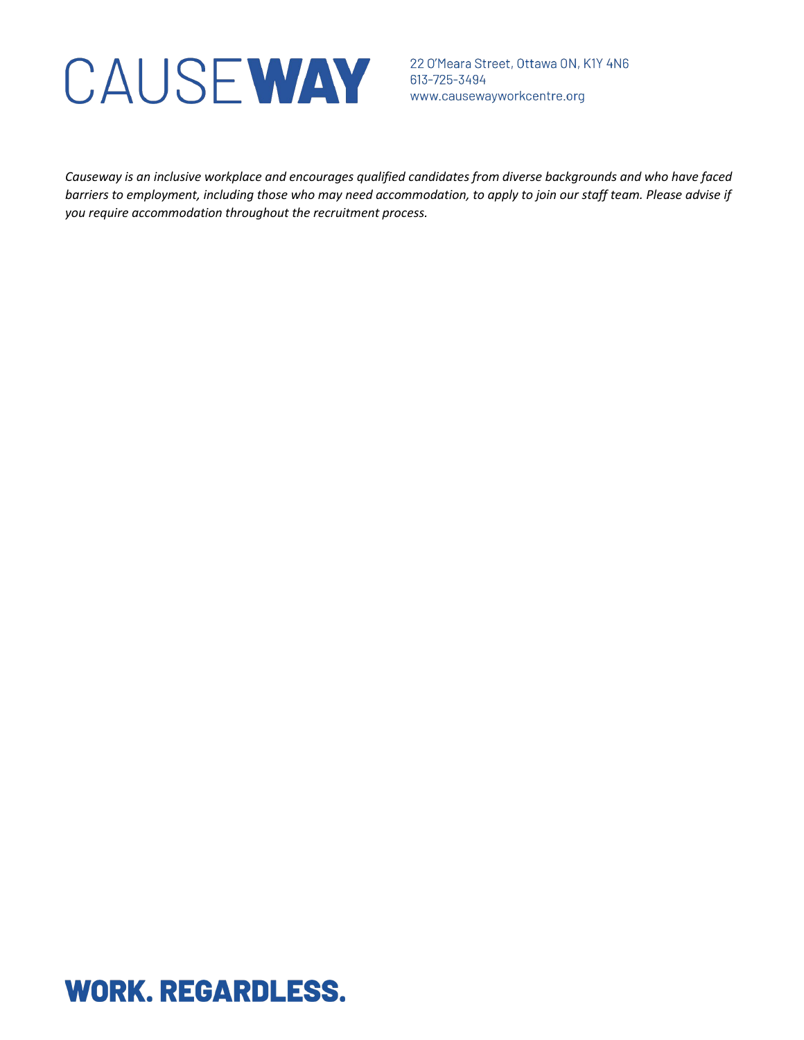*Causeway is an inclusive workplace and encourages qualified candidates from diverse backgrounds and who have faced barriers to employment, including those who may need accommodation, to apply to join our staff team. Please advise if you require accommodation throughout the recruitment process.*